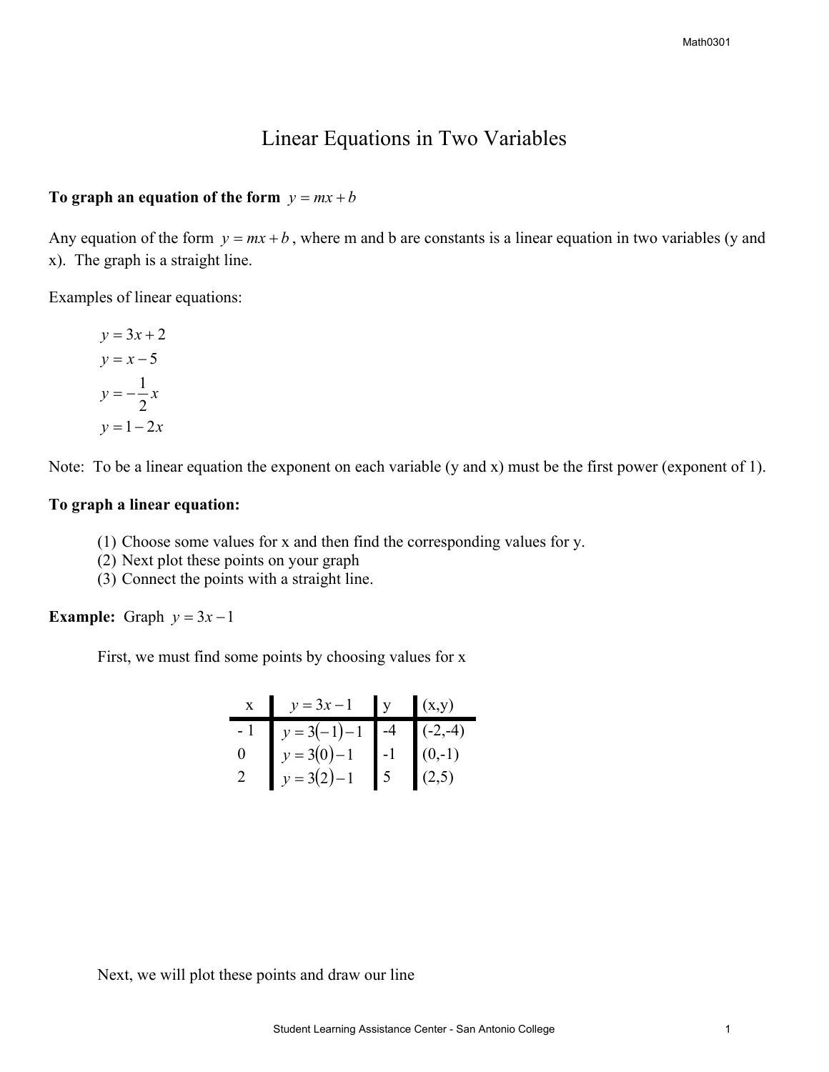# Linear Equations in Two Variables

**To graph an equation of the form** $y = mx + b$

Any equation of the form $y = mx + b$, where m and b are constants is a linear equation in two variables (y and x). The graph is a straight line.

Examples of linear equations:

$$y = 3x + 2$$
$$y = x - 5$$
$$y = -\frac{1}{2}x$$
$$y = 1 - 2x$$

Note: To be a linear equation the exponent on each variable (y and x) must be the first power (exponent of 1).

**To graph a linear equation:**

(1) Choose some values for x and then find the corresponding values for y.
(2) Next plot these points on your graph
(3) Connect the points with a straight line.

**Example:** Graph $y = 3x - 1$

First, we must find some points by choosing values for x

| x | $y = 3x - 1$ | y | (x,y) |
|---|---|---|---|
| - 1 | $y = 3(-1) - 1$ | -4 | (-2,-4) |
| 0 | $y = 3(0) - 1$ | -1 | (0,-1) |
| 2 | $y = 3(2) - 1$ | 5 | (2,5) |

Next, we will plot these points and draw our line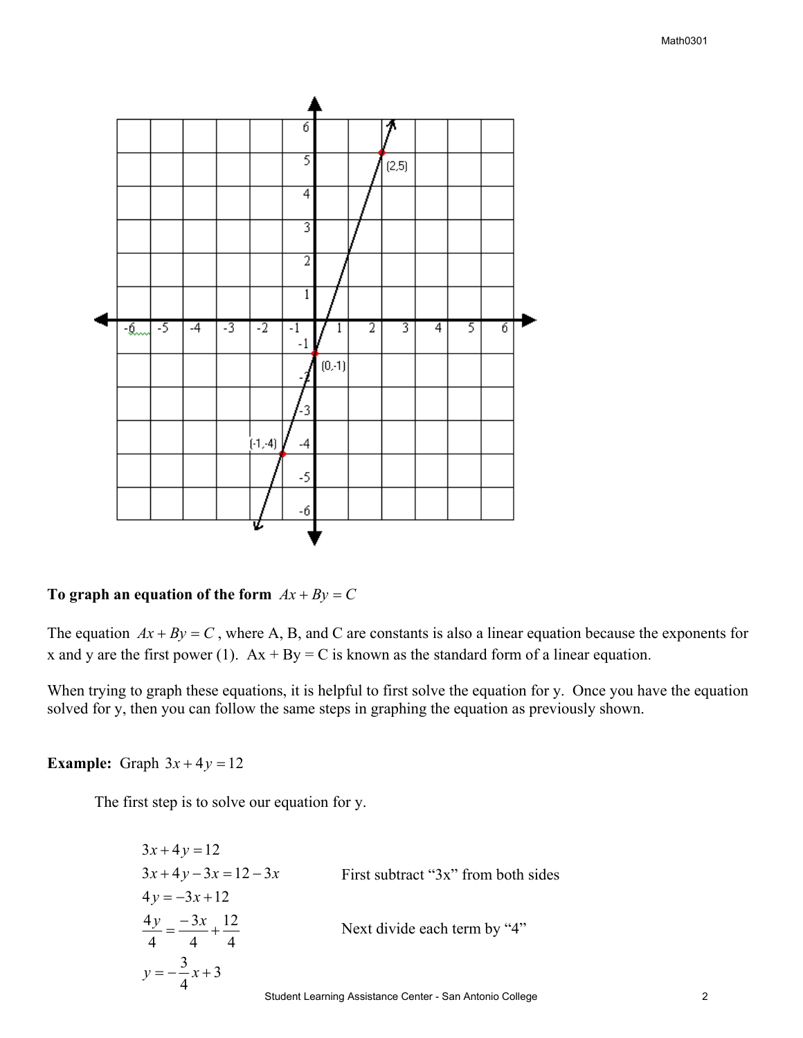**To graph an equation of the form** $Ax + By = C$

The equation $Ax + By = C$, where A, B, and C are constants is also a linear equation because the exponents for x and y are the first power (1). Ax + By = C is known as the standard form of a linear equation.

When trying to graph these equations, it is helpful to first solve the equation for y. Once you have the equation solved for y, then you can follow the same steps in graphing the equation as previously shown.

**Example:** Graph $3x + 4y = 12$

The first step is to solve our equation for y.

$$3x + 4y = 12$$

$$3x + 4y - 3x = 12 - 3x \qquad \text{First subtract "3x" from both sides}$$

$$4y = -3x + 12$$

$$\frac{4y}{4} = \frac{-3x}{4} + \frac{12}{4} \qquad \text{Next divide each term by "4"}$$

$$y = -\frac{3}{4}x + 3$$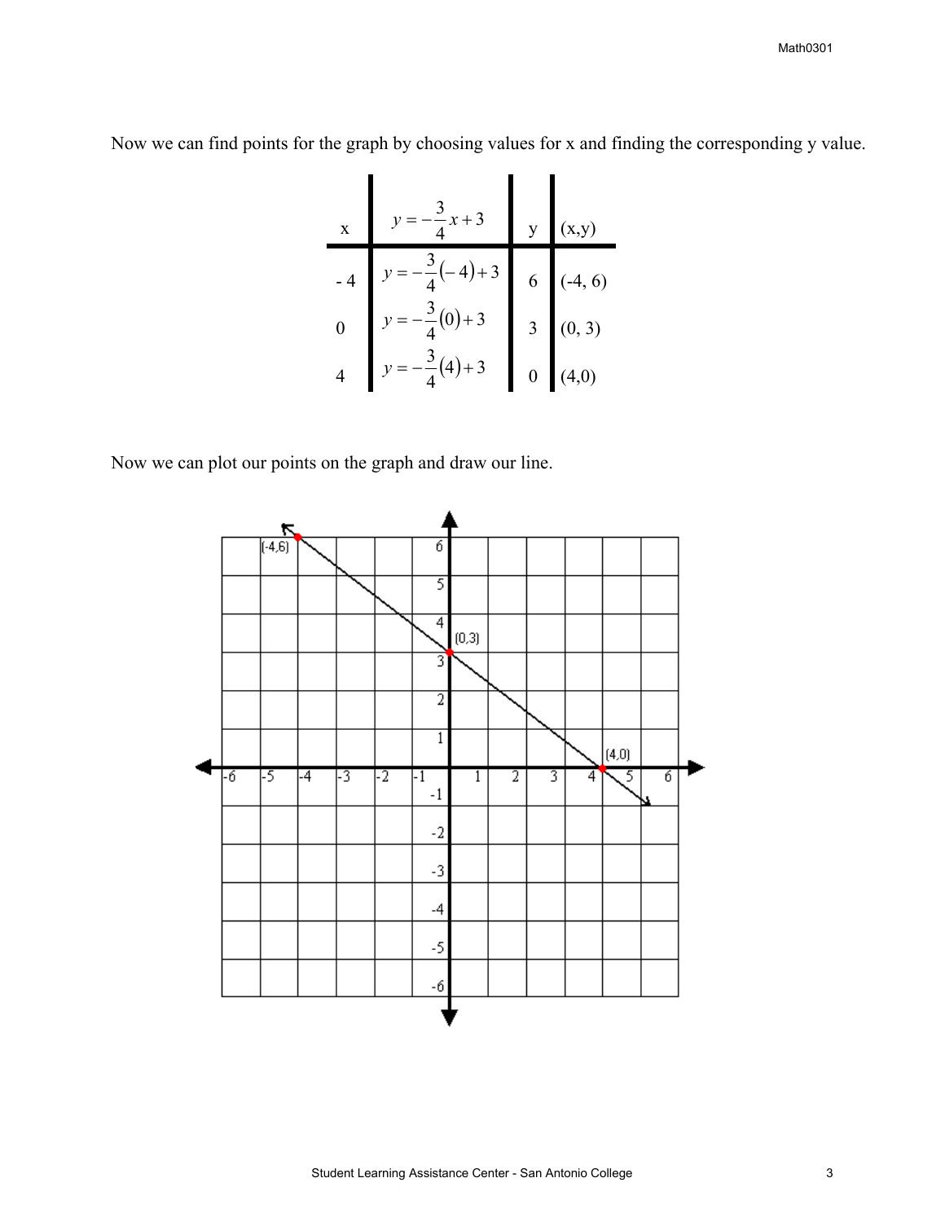Now we can find points for the graph by choosing values for x and finding the corresponding y value.

| x | $y = -\frac{3}{4}x + 3$ | y | (x,y) |
|---|---|---|---|
| - 4 | $y = -\frac{3}{4}(-4) + 3$ | 6 | (-4, 6) |
| 0 | $y = -\frac{3}{4}(0) + 3$ | 3 | (0, 3) |
| 4 | $y = -\frac{3}{4}(4) + 3$ | 0 | (4,0) |

Now we can plot our points on the graph and draw our line.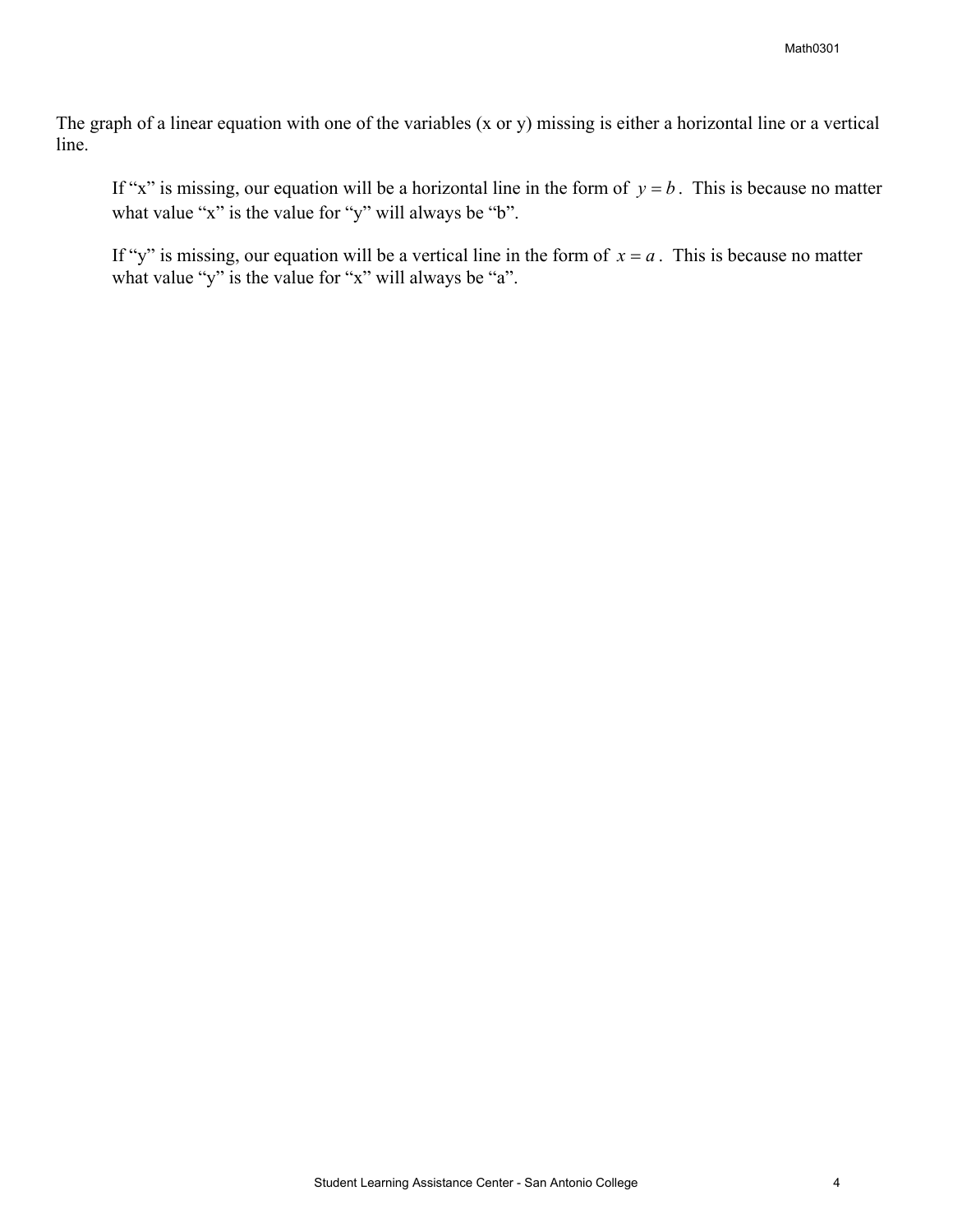The graph of a linear equation with one of the variables (x or y) missing is either a horizontal line or a vertical line.

If "x" is missing, our equation will be a horizontal line in the form of $y = b$. This is because no matter what value "x" is the value for "y" will always be "b".

If "y" is missing, our equation will be a vertical line in the form of $x = a$. This is because no matter what value "y" is the value for "x" will always be "a".